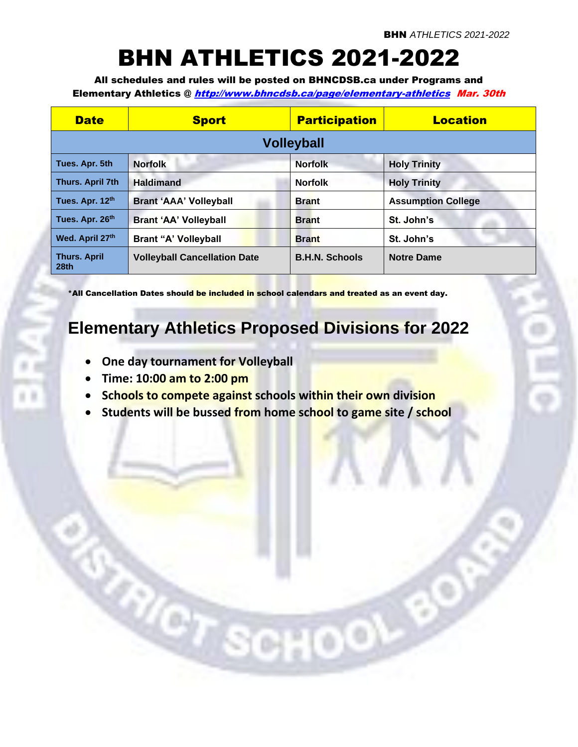# BHN ATHLETICS 2021-2022

**All schedules and rules will be posted on BHNCDSB.ca under Programs and Elementary Athletics @ *http://www.bhncdsb.ca/page/elementary-athletics* *Mar. 30th***

| Date | Sport | Participation | Location |
|---|---|---|---|
| **Volleyball** | | | |
| Tues. Apr. 5th | Norfolk | Norfolk | Holy Trinity |
| Thurs. April 7th | Haldimand | Norfolk | Holy Trinity |
| Tues. Apr. 12th | Brant 'AAA' Volleyball | Brant | Assumption College |
| Tues. Apr. 26th | Brant 'AA' Volleyball | Brant | St. John's |
| Wed. April 27th | Brant "A" Volleyball | Brant | St. John's |
| Thurs. April 28th | Volleyball Cancellation Date | B.H.N. Schools | Notre Dame |

***All Cancellation Dates should be included in school calendars and treated as an event day.**

## Elementary Athletics Proposed Divisions for 2022

- **One day tournament for Volleyball**
- **Time: 10:00 am to 2:00 pm**
- **Schools to compete against schools within their own division**
- **Students will be bussed from home school to game site / school**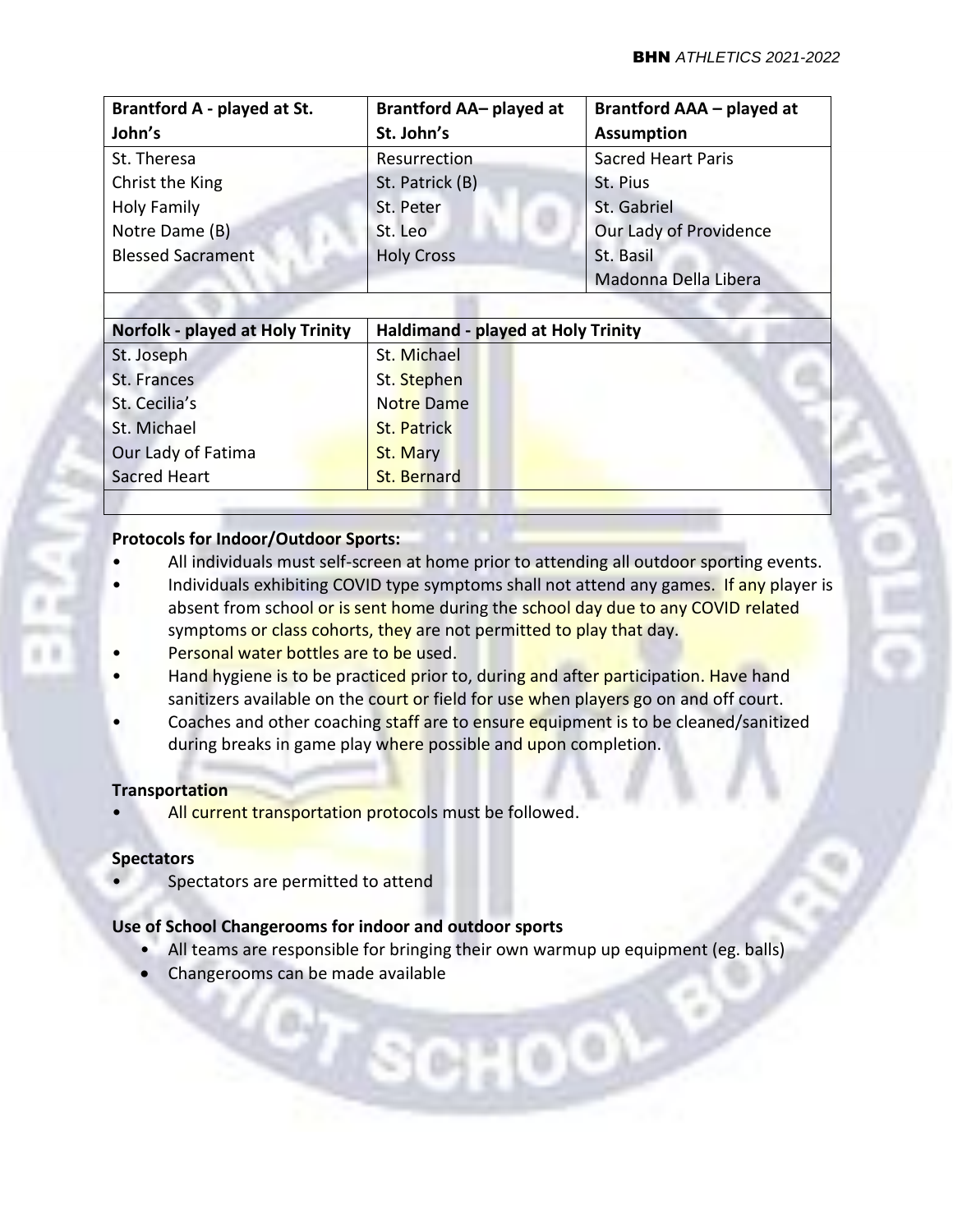| Brantford A - played at St. John's | Brantford AA– played at St. John's | Brantford AAA – played at Assumption |
| --- | --- | --- |
| St. Theresa | Resurrection | Sacred Heart Paris |
| Christ the King | St. Patrick (B) | St. Pius |
| Holy Family | St. Peter | St. Gabriel |
| Notre Dame (B) | St. Leo | Our Lady of Providence |
| Blessed Sacrament | Holy Cross | St. Basil |
| | | Madonna Della Libera |

| Norfolk - played at Holy Trinity | Haldimand - played at Holy Trinity |
| --- | --- |
| St. Joseph | St. Michael |
| St. Frances | St. Stephen |
| St. Cecilia's | Notre Dame |
| St. Michael | St. Patrick |
| Our Lady of Fatima | St. Mary |
| Sacred Heart | St. Bernard |

**Protocols for Indoor/Outdoor Sports:**

- All individuals must self-screen at home prior to attending all outdoor sporting events.
- Individuals exhibiting COVID type symptoms shall not attend any games. If any player is absent from school or is sent home during the school day due to any COVID related symptoms or class cohorts, they are not permitted to play that day.
- Personal water bottles are to be used.
- Hand hygiene is to be practiced prior to, during and after participation. Have hand sanitizers available on the court or field for use when players go on and off court.
- Coaches and other coaching staff are to ensure equipment is to be cleaned/sanitized during breaks in game play where possible and upon completion.

**Transportation**

- All current transportation protocols must be followed.

**Spectators**

- Spectators are permitted to attend

**Use of School Changerooms for indoor and outdoor sports**

- All teams are responsible for bringing their own warmup up equipment (eg. balls)
- Changerooms can be made available